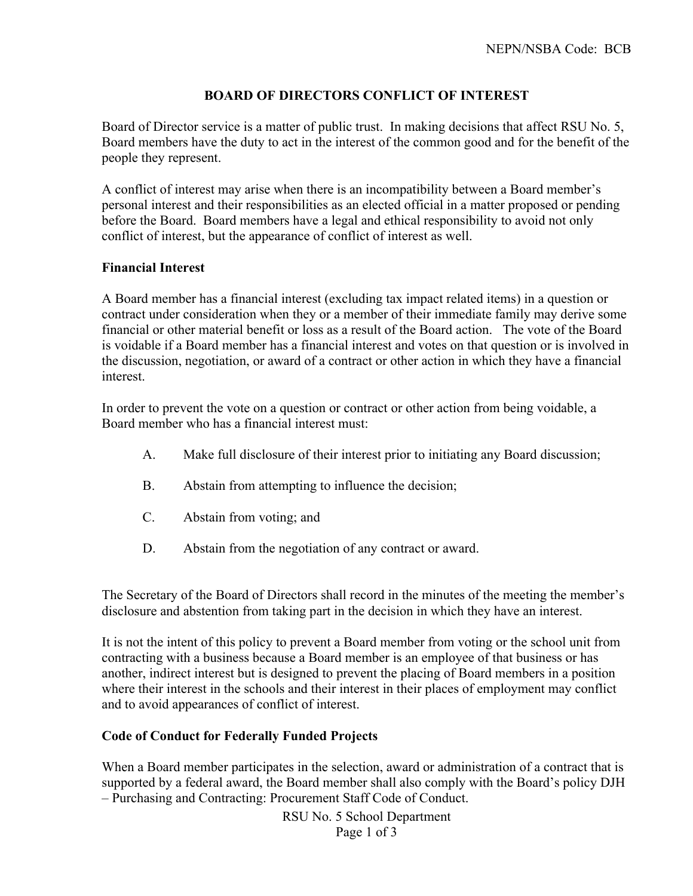# BOARD OF DIRECTORS CONFLICT OF INTEREST

Board of Director service is a matter of public trust. In making decisions that affect RSU No. 5, Board members have the duty to act in the interest of the common good and for the benefit of the people they represent.

A conflict of interest may arise when there is an incompatibility between a Board member's personal interest and their responsibilities as an elected official in a matter proposed or pending before the Board. Board members have a legal and ethical responsibility to avoid not only conflict of interest, but the appearance of conflict of interest as well.

## Financial Interest

A Board member has a financial interest (excluding tax impact related items) in a question or contract under consideration when they or a member of their immediate family may derive some financial or other material benefit or loss as a result of the Board action. The vote of the Board is voidable if a Board member has a financial interest and votes on that question or is involved in the discussion, negotiation, or award of a contract or other action in which they have a financial interest.

In order to prevent the vote on a question or contract or other action from being voidable, a Board member who has a financial interest must:

A. Make full disclosure of their interest prior to initiating any Board discussion;

B. Abstain from attempting to influence the decision;

C. Abstain from voting; and

D. Abstain from the negotiation of any contract or award.

The Secretary of the Board of Directors shall record in the minutes of the meeting the member's disclosure and abstention from taking part in the decision in which they have an interest.

It is not the intent of this policy to prevent a Board member from voting or the school unit from contracting with a business because a Board member is an employee of that business or has another, indirect interest but is designed to prevent the placing of Board members in a position where their interest in the schools and their interest in their places of employment may conflict and to avoid appearances of conflict of interest.

## Code of Conduct for Federally Funded Projects

When a Board member participates in the selection, award or administration of a contract that is supported by a federal award, the Board member shall also comply with the Board's policy DJH – Purchasing and Contracting: Procurement Staff Code of Conduct.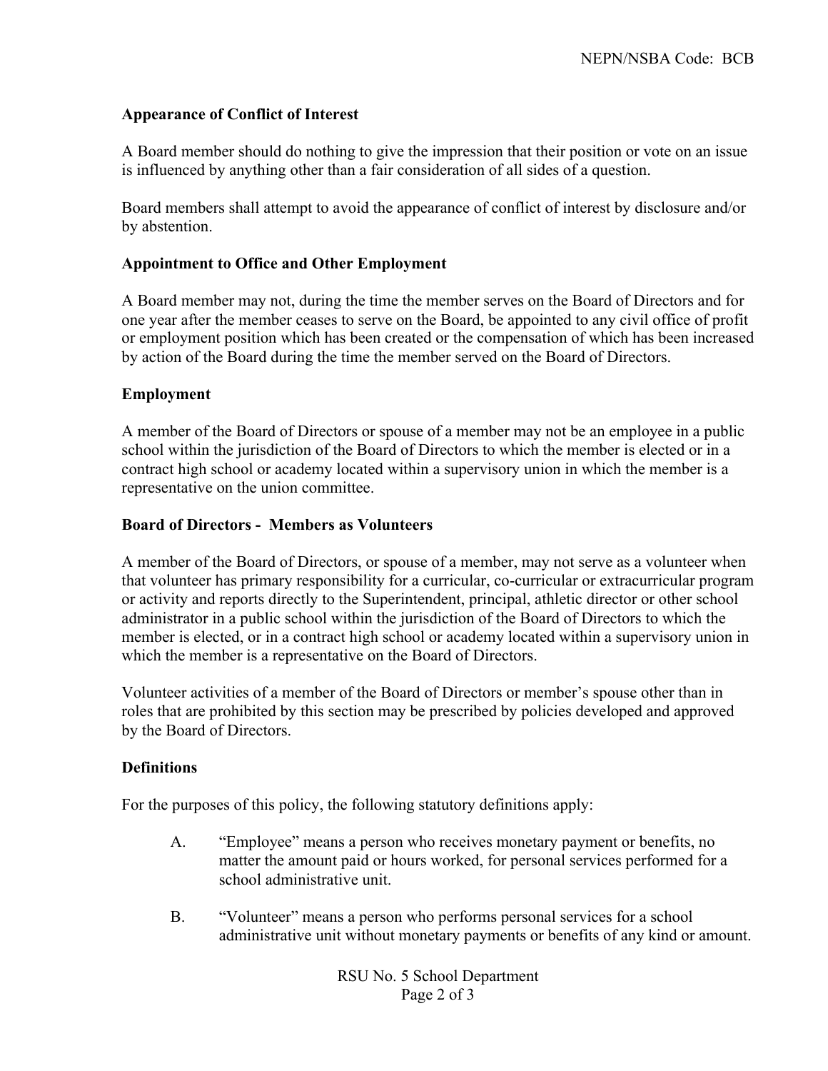**Appearance of Conflict of Interest**

A Board member should do nothing to give the impression that their position or vote on an issue is influenced by anything other than a fair consideration of all sides of a question.

Board members shall attempt to avoid the appearance of conflict of interest by disclosure and/or by abstention.

**Appointment to Office and Other Employment**

A Board member may not, during the time the member serves on the Board of Directors and for one year after the member ceases to serve on the Board, be appointed to any civil office of profit or employment position which has been created or the compensation of which has been increased by action of the Board during the time the member served on the Board of Directors.

**Employment**

A member of the Board of Directors or spouse of a member may not be an employee in a public school within the jurisdiction of the Board of Directors to which the member is elected or in a contract high school or academy located within a supervisory union in which the member is a representative on the union committee.

**Board of Directors - Members as Volunteers**

A member of the Board of Directors, or spouse of a member, may not serve as a volunteer when that volunteer has primary responsibility for a curricular, co-curricular or extracurricular program or activity and reports directly to the Superintendent, principal, athletic director or other school administrator in a public school within the jurisdiction of the Board of Directors to which the member is elected, or in a contract high school or academy located within a supervisory union in which the member is a representative on the Board of Directors.

Volunteer activities of a member of the Board of Directors or member's spouse other than in roles that are prohibited by this section may be prescribed by policies developed and approved by the Board of Directors.

**Definitions**

For the purposes of this policy, the following statutory definitions apply:

A. "Employee" means a person who receives monetary payment or benefits, no matter the amount paid or hours worked, for personal services performed for a school administrative unit.

B. "Volunteer" means a person who performs personal services for a school administrative unit without monetary payments or benefits of any kind or amount.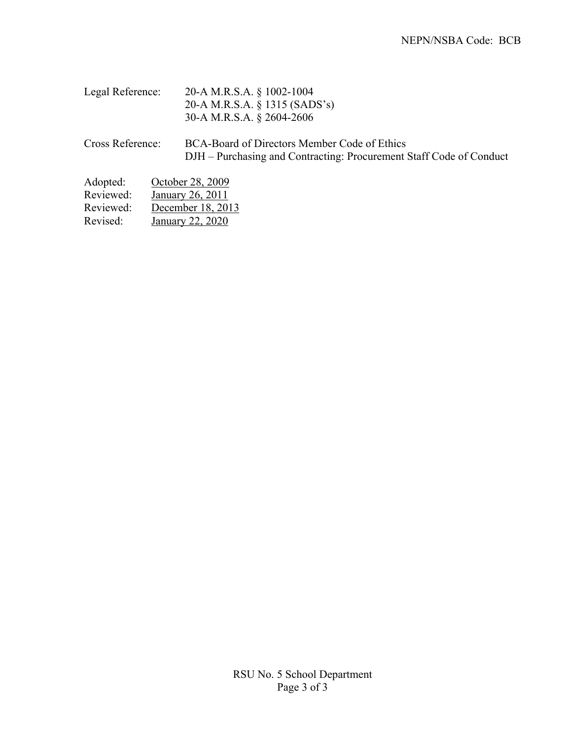Legal Reference: 20-A M.R.S.A. § 1002-1004
20-A M.R.S.A. § 1315 (SADS's)
30-A M.R.S.A. § 2604-2606

Cross Reference: BCA-Board of Directors Member Code of Ethics
DJH – Purchasing and Contracting: Procurement Staff Code of Conduct

Adopted: October 28, 2009
Reviewed: January 26, 2011
Reviewed: December 18, 2013
Revised: January 22, 2020